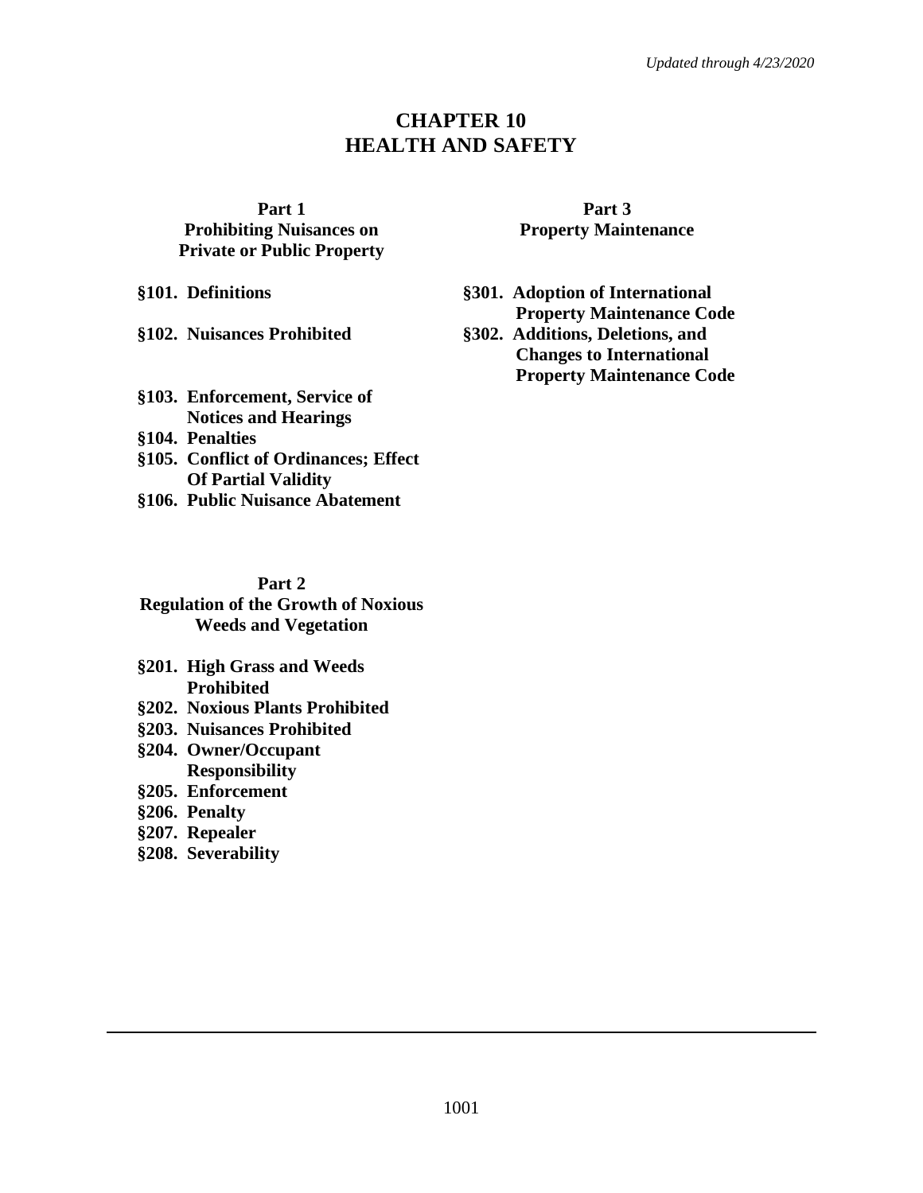*Updated through 4/23/2020*

# CHAPTER 10
# HEALTH AND SAFETY

## Part 1
## Prohibiting Nuisances on Private or Public Property

**§101. Definitions**

**§102. Nuisances Prohibited**

**§103. Enforcement, Service of Notices and Hearings**

**§104. Penalties**

**§105. Conflict of Ordinances; Effect Of Partial Validity**

**§106. Public Nuisance Abatement**

## Part 2
## Regulation of the Growth of Noxious Weeds and Vegetation

**§201. High Grass and Weeds Prohibited**

**§202. Noxious Plants Prohibited**

**§203. Nuisances Prohibited**

**§204. Owner/Occupant Responsibility**

**§205. Enforcement**

**§206. Penalty**

**§207. Repealer**

**§208. Severability**

## Part 3
## Property Maintenance

**§301. Adoption of International Property Maintenance Code**

**§302. Additions, Deletions, and Changes to International Property Maintenance Code**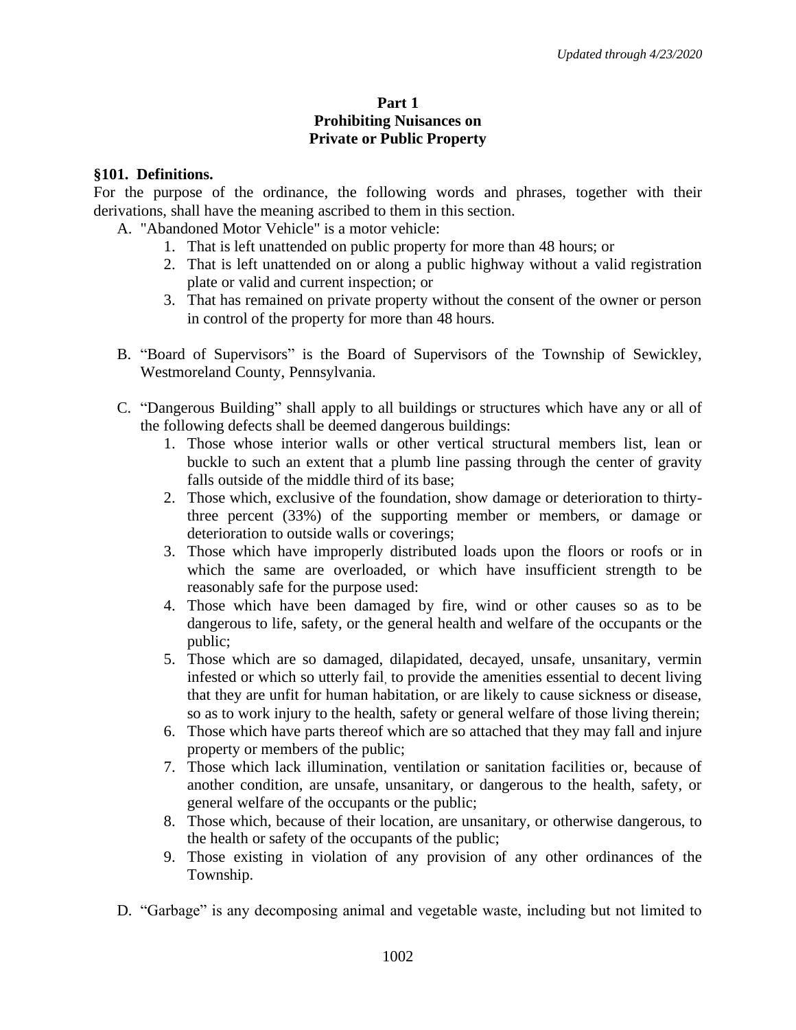## Part 1
## Prohibiting Nuisances on Private or Public Property

**§101. Definitions.**

For the purpose of the ordinance, the following words and phrases, together with their derivations, shall have the meaning ascribed to them in this section.

A. "Abandoned Motor Vehicle" is a motor vehicle:
   1. That is left unattended on public property for more than 48 hours; or
   2. That is left unattended on or along a public highway without a valid registration plate or valid and current inspection; or
   3. That has remained on private property without the consent of the owner or person in control of the property for more than 48 hours.

B. "Board of Supervisors" is the Board of Supervisors of the Township of Sewickley, Westmoreland County, Pennsylvania.

C. "Dangerous Building" shall apply to all buildings or structures which have any or all of the following defects shall be deemed dangerous buildings:
   1. Those whose interior walls or other vertical structural members list, lean or buckle to such an extent that a plumb line passing through the center of gravity falls outside of the middle third of its base;
   2. Those which, exclusive of the foundation, show damage or deterioration to thirty-three percent (33%) of the supporting member or members, or damage or deterioration to outside walls or coverings;
   3. Those which have improperly distributed loads upon the floors or roofs or in which the same are overloaded, or which have insufficient strength to be reasonably safe for the purpose used:
   4. Those which have been damaged by fire, wind or other causes so as to be dangerous to life, safety, or the general health and welfare of the occupants or the public;
   5. Those which are so damaged, dilapidated, decayed, unsafe, unsanitary, vermin infested or which so utterly fail, to provide the amenities essential to decent living that they are unfit for human habitation, or are likely to cause sickness or disease, so as to work injury to the health, safety or general welfare of those living therein;
   6. Those which have parts thereof which are so attached that they may fall and injure property or members of the public;
   7. Those which lack illumination, ventilation or sanitation facilities or, because of another condition, are unsafe, unsanitary, or dangerous to the health, safety, or general welfare of the occupants or the public;
   8. Those which, because of their location, are unsanitary, or otherwise dangerous, to the health or safety of the occupants of the public;
   9. Those existing in violation of any provision of any other ordinances of the Township.

D. "Garbage" is any decomposing animal and vegetable waste, including but not limited to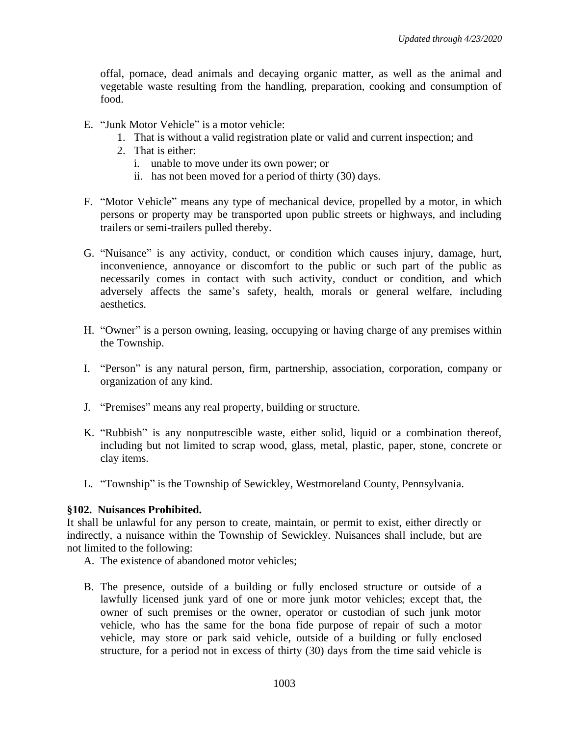offal, pomace, dead animals and decaying organic matter, as well as the animal and vegetable waste resulting from the handling, preparation, cooking and consumption of food.

E. "Junk Motor Vehicle" is a motor vehicle:
   1. That is without a valid registration plate or valid and current inspection; and
   2. That is either:
      i. unable to move under its own power; or
      ii. has not been moved for a period of thirty (30) days.

F. "Motor Vehicle" means any type of mechanical device, propelled by a motor, in which persons or property may be transported upon public streets or highways, and including trailers or semi-trailers pulled thereby.

G. "Nuisance" is any activity, conduct, or condition which causes injury, damage, hurt, inconvenience, annoyance or discomfort to the public or such part of the public as necessarily comes in contact with such activity, conduct or condition, and which adversely affects the same's safety, health, morals or general welfare, including aesthetics.

H. "Owner" is a person owning, leasing, occupying or having charge of any premises within the Township.

I. "Person" is any natural person, firm, partnership, association, corporation, company or organization of any kind.

J. "Premises" means any real property, building or structure.

K. "Rubbish" is any nonputrescible waste, either solid, liquid or a combination thereof, including but not limited to scrap wood, glass, metal, plastic, paper, stone, concrete or clay items.

L. "Township" is the Township of Sewickley, Westmoreland County, Pennsylvania.

**§102. Nuisances Prohibited.**

It shall be unlawful for any person to create, maintain, or permit to exist, either directly or indirectly, a nuisance within the Township of Sewickley. Nuisances shall include, but are not limited to the following:

A. The existence of abandoned motor vehicles;

B. The presence, outside of a building or fully enclosed structure or outside of a lawfully licensed junk yard of one or more junk motor vehicles; except that, the owner of such premises or the owner, operator or custodian of such junk motor vehicle, who has the same for the bona fide purpose of repair of such a motor vehicle, may store or park said vehicle, outside of a building or fully enclosed structure, for a period not in excess of thirty (30) days from the time said vehicle is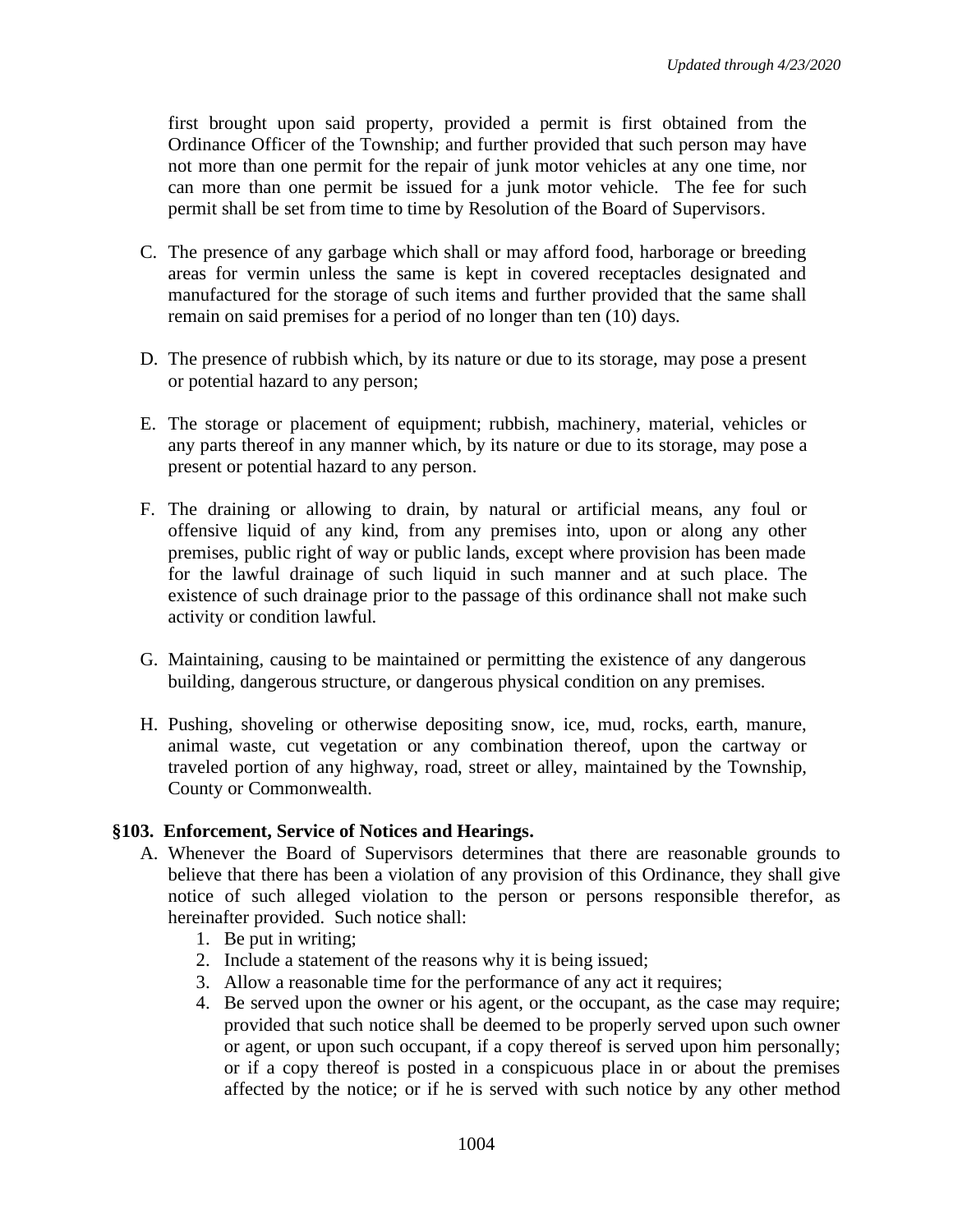first brought upon said property, provided a permit is first obtained from the Ordinance Officer of the Township; and further provided that such person may have not more than one permit for the repair of junk motor vehicles at any one time, nor can more than one permit be issued for a junk motor vehicle. The fee for such permit shall be set from time to time by Resolution of the Board of Supervisors.

C. The presence of any garbage which shall or may afford food, harborage or breeding areas for vermin unless the same is kept in covered receptacles designated and manufactured for the storage of such items and further provided that the same shall remain on said premises for a period of no longer than ten (10) days.

D. The presence of rubbish which, by its nature or due to its storage, may pose a present or potential hazard to any person;

E. The storage or placement of equipment; rubbish, machinery, material, vehicles or any parts thereof in any manner which, by its nature or due to its storage, may pose a present or potential hazard to any person.

F. The draining or allowing to drain, by natural or artificial means, any foul or offensive liquid of any kind, from any premises into, upon or along any other premises, public right of way or public lands, except where provision has been made for the lawful drainage of such liquid in such manner and at such place. The existence of such drainage prior to the passage of this ordinance shall not make such activity or condition lawful.

G. Maintaining, causing to be maintained or permitting the existence of any dangerous building, dangerous structure, or dangerous physical condition on any premises.

H. Pushing, shoveling or otherwise depositing snow, ice, mud, rocks, earth, manure, animal waste, cut vegetation or any combination thereof, upon the cartway or traveled portion of any highway, road, street or alley, maintained by the Township, County or Commonwealth.

**§103. Enforcement, Service of Notices and Hearings.**

A. Whenever the Board of Supervisors determines that there are reasonable grounds to believe that there has been a violation of any provision of this Ordinance, they shall give notice of such alleged violation to the person or persons responsible therefor, as hereinafter provided. Such notice shall:
   1. Be put in writing;
   2. Include a statement of the reasons why it is being issued;
   3. Allow a reasonable time for the performance of any act it requires;
   4. Be served upon the owner or his agent, or the occupant, as the case may require; provided that such notice shall be deemed to be properly served upon such owner or agent, or upon such occupant, if a copy thereof is served upon him personally; or if a copy thereof is posted in a conspicuous place in or about the premises affected by the notice; or if he is served with such notice by any other method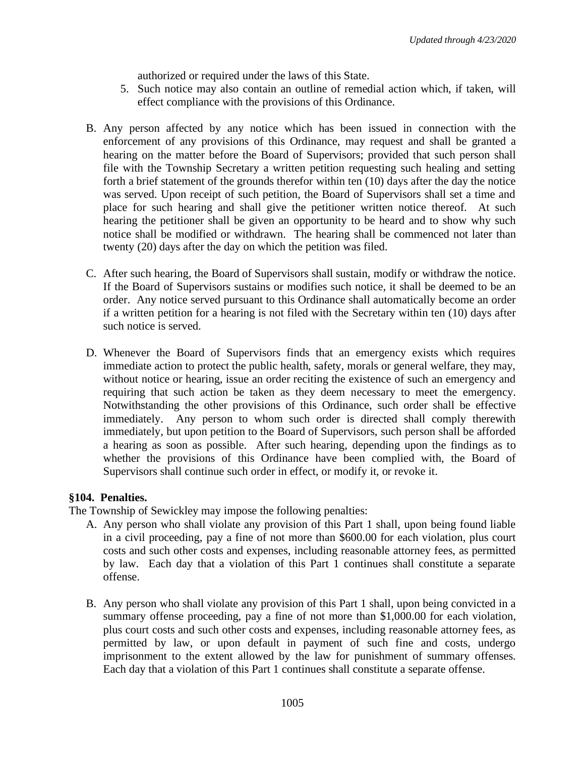authorized or required under the laws of this State.

5. Such notice may also contain an outline of remedial action which, if taken, will effect compliance with the provisions of this Ordinance.

B. Any person affected by any notice which has been issued in connection with the enforcement of any provisions of this Ordinance, may request and shall be granted a hearing on the matter before the Board of Supervisors; provided that such person shall file with the Township Secretary a written petition requesting such healing and setting forth a brief statement of the grounds therefor within ten (10) days after the day the notice was served. Upon receipt of such petition, the Board of Supervisors shall set a time and place for such hearing and shall give the petitioner written notice thereof. At such hearing the petitioner shall be given an opportunity to be heard and to show why such notice shall be modified or withdrawn. The hearing shall be commenced not later than twenty (20) days after the day on which the petition was filed.

C. After such hearing, the Board of Supervisors shall sustain, modify or withdraw the notice. If the Board of Supervisors sustains or modifies such notice, it shall be deemed to be an order. Any notice served pursuant to this Ordinance shall automatically become an order if a written petition for a hearing is not filed with the Secretary within ten (10) days after such notice is served.

D. Whenever the Board of Supervisors finds that an emergency exists which requires immediate action to protect the public health, safety, morals or general welfare, they may, without notice or hearing, issue an order reciting the existence of such an emergency and requiring that such action be taken as they deem necessary to meet the emergency. Notwithstanding the other provisions of this Ordinance, such order shall be effective immediately. Any person to whom such order is directed shall comply therewith immediately, but upon petition to the Board of Supervisors, such person shall be afforded a hearing as soon as possible. After such hearing, depending upon the findings as to whether the provisions of this Ordinance have been complied with, the Board of Supervisors shall continue such order in effect, or modify it, or revoke it.

**§104. Penalties.**

The Township of Sewickley may impose the following penalties:

A. Any person who shall violate any provision of this Part 1 shall, upon being found liable in a civil proceeding, pay a fine of not more than $600.00 for each violation, plus court costs and such other costs and expenses, including reasonable attorney fees, as permitted by law. Each day that a violation of this Part 1 continues shall constitute a separate offense.

B. Any person who shall violate any provision of this Part 1 shall, upon being convicted in a summary offense proceeding, pay a fine of not more than $1,000.00 for each violation, plus court costs and such other costs and expenses, including reasonable attorney fees, as permitted by law, or upon default in payment of such fine and costs, undergo imprisonment to the extent allowed by the law for punishment of summary offenses. Each day that a violation of this Part 1 continues shall constitute a separate offense.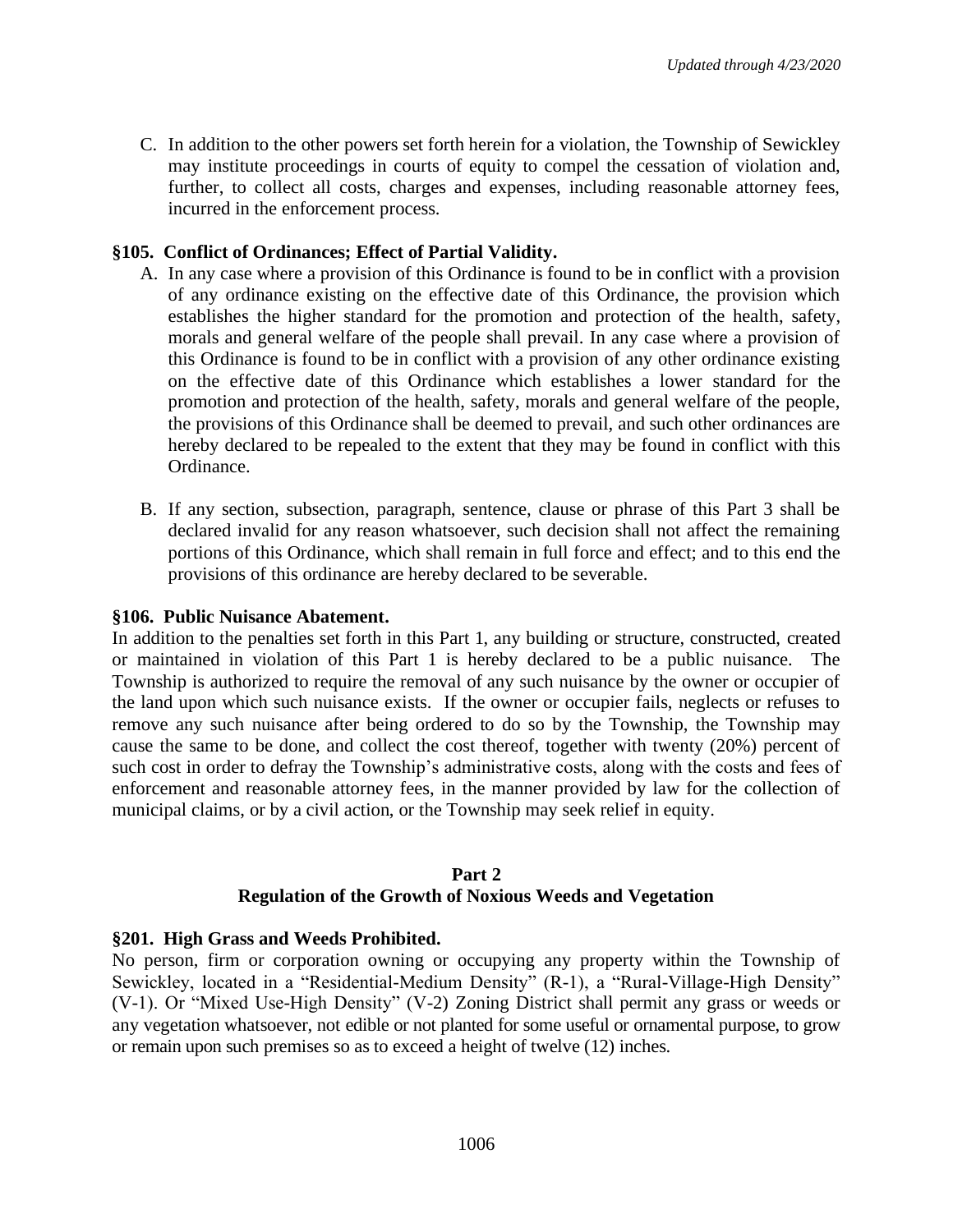C. In addition to the other powers set forth herein for a violation, the Township of Sewickley may institute proceedings in courts of equity to compel the cessation of violation and, further, to collect all costs, charges and expenses, including reasonable attorney fees, incurred in the enforcement process.

**§105. Conflict of Ordinances; Effect of Partial Validity.**

A. In any case where a provision of this Ordinance is found to be in conflict with a provision of any ordinance existing on the effective date of this Ordinance, the provision which establishes the higher standard for the promotion and protection of the health, safety, morals and general welfare of the people shall prevail. In any case where a provision of this Ordinance is found to be in conflict with a provision of any other ordinance existing on the effective date of this Ordinance which establishes a lower standard for the promotion and protection of the health, safety, morals and general welfare of the people, the provisions of this Ordinance shall be deemed to prevail, and such other ordinances are hereby declared to be repealed to the extent that they may be found in conflict with this Ordinance.

B. If any section, subsection, paragraph, sentence, clause or phrase of this Part 3 shall be declared invalid for any reason whatsoever, such decision shall not affect the remaining portions of this Ordinance, which shall remain in full force and effect; and to this end the provisions of this ordinance are hereby declared to be severable.

**§106. Public Nuisance Abatement.**

In addition to the penalties set forth in this Part 1, any building or structure, constructed, created or maintained in violation of this Part 1 is hereby declared to be a public nuisance. The Township is authorized to require the removal of any such nuisance by the owner or occupier of the land upon which such nuisance exists. If the owner or occupier fails, neglects or refuses to remove any such nuisance after being ordered to do so by the Township, the Township may cause the same to be done, and collect the cost thereof, together with twenty (20%) percent of such cost in order to defray the Township's administrative costs, along with the costs and fees of enforcement and reasonable attorney fees, in the manner provided by law for the collection of municipal claims, or by a civil action, or the Township may seek relief in equity.

## Part 2
## Regulation of the Growth of Noxious Weeds and Vegetation

**§201. High Grass and Weeds Prohibited.**

No person, firm or corporation owning or occupying any property within the Township of Sewickley, located in a "Residential-Medium Density" (R-1), a "Rural-Village-High Density" (V-1). Or "Mixed Use-High Density" (V-2) Zoning District shall permit any grass or weeds or any vegetation whatsoever, not edible or not planted for some useful or ornamental purpose, to grow or remain upon such premises so as to exceed a height of twelve (12) inches.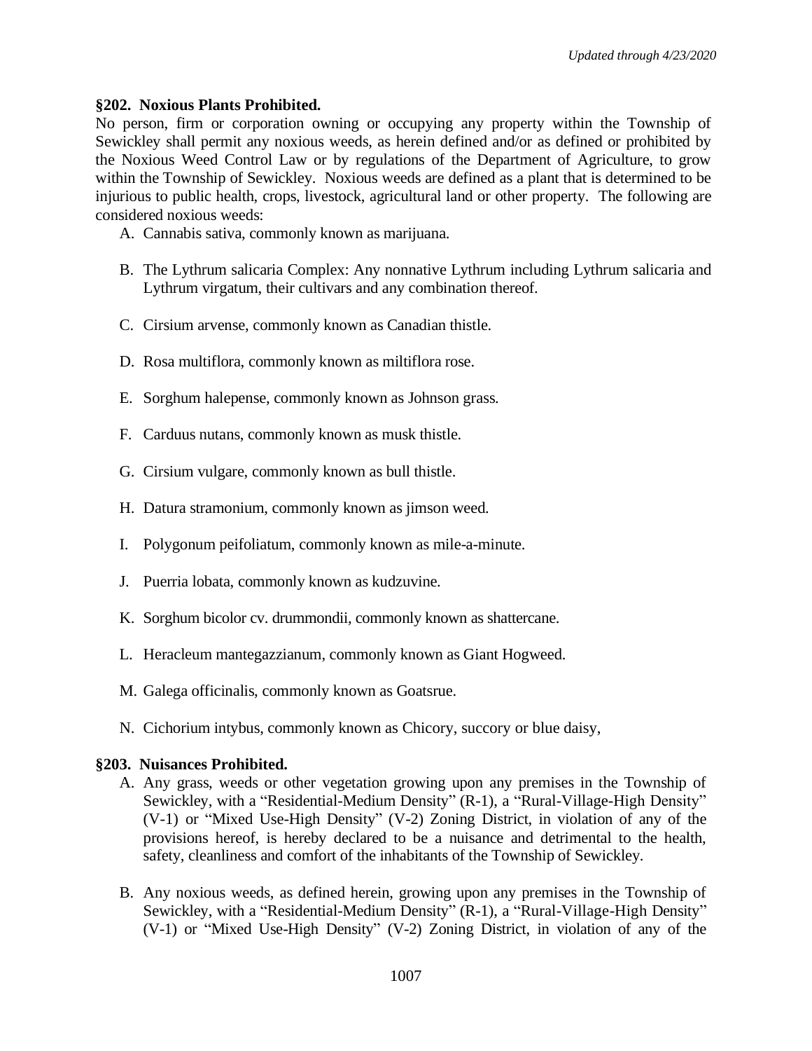### §202. Noxious Plants Prohibited.

No person, firm or corporation owning or occupying any property within the Township of Sewickley shall permit any noxious weeds, as herein defined and/or as defined or prohibited by the Noxious Weed Control Law or by regulations of the Department of Agriculture, to grow within the Township of Sewickley. Noxious weeds are defined as a plant that is determined to be injurious to public health, crops, livestock, agricultural land or other property. The following are considered noxious weeds:

A. Cannabis sativa, commonly known as marijuana.

B. The Lythrum salicaria Complex: Any nonnative Lythrum including Lythrum salicaria and Lythrum virgatum, their cultivars and any combination thereof.

C. Cirsium arvense, commonly known as Canadian thistle.

D. Rosa multiflora, commonly known as miltiflora rose.

E. Sorghum halepense, commonly known as Johnson grass.

F. Carduus nutans, commonly known as musk thistle.

G. Cirsium vulgare, commonly known as bull thistle.

H. Datura stramonium, commonly known as jimson weed.

I. Polygonum peifoliatum, commonly known as mile-a-minute.

J. Puerria lobata, commonly known as kudzuvine.

K. Sorghum bicolor cv. drummondii, commonly known as shattercane.

L. Heracleum mantegazzianum, commonly known as Giant Hogweed.

M. Galega officinalis, commonly known as Goatsrue.

N. Cichorium intybus, commonly known as Chicory, succory or blue daisy,

### §203. Nuisances Prohibited.

A. Any grass, weeds or other vegetation growing upon any premises in the Township of Sewickley, with a "Residential-Medium Density" (R-1), a "Rural-Village-High Density" (V-1) or "Mixed Use-High Density" (V-2) Zoning District, in violation of any of the provisions hereof, is hereby declared to be a nuisance and detrimental to the health, safety, cleanliness and comfort of the inhabitants of the Township of Sewickley.

B. Any noxious weeds, as defined herein, growing upon any premises in the Township of Sewickley, with a "Residential-Medium Density" (R-1), a "Rural-Village-High Density" (V-1) or "Mixed Use-High Density" (V-2) Zoning District, in violation of any of the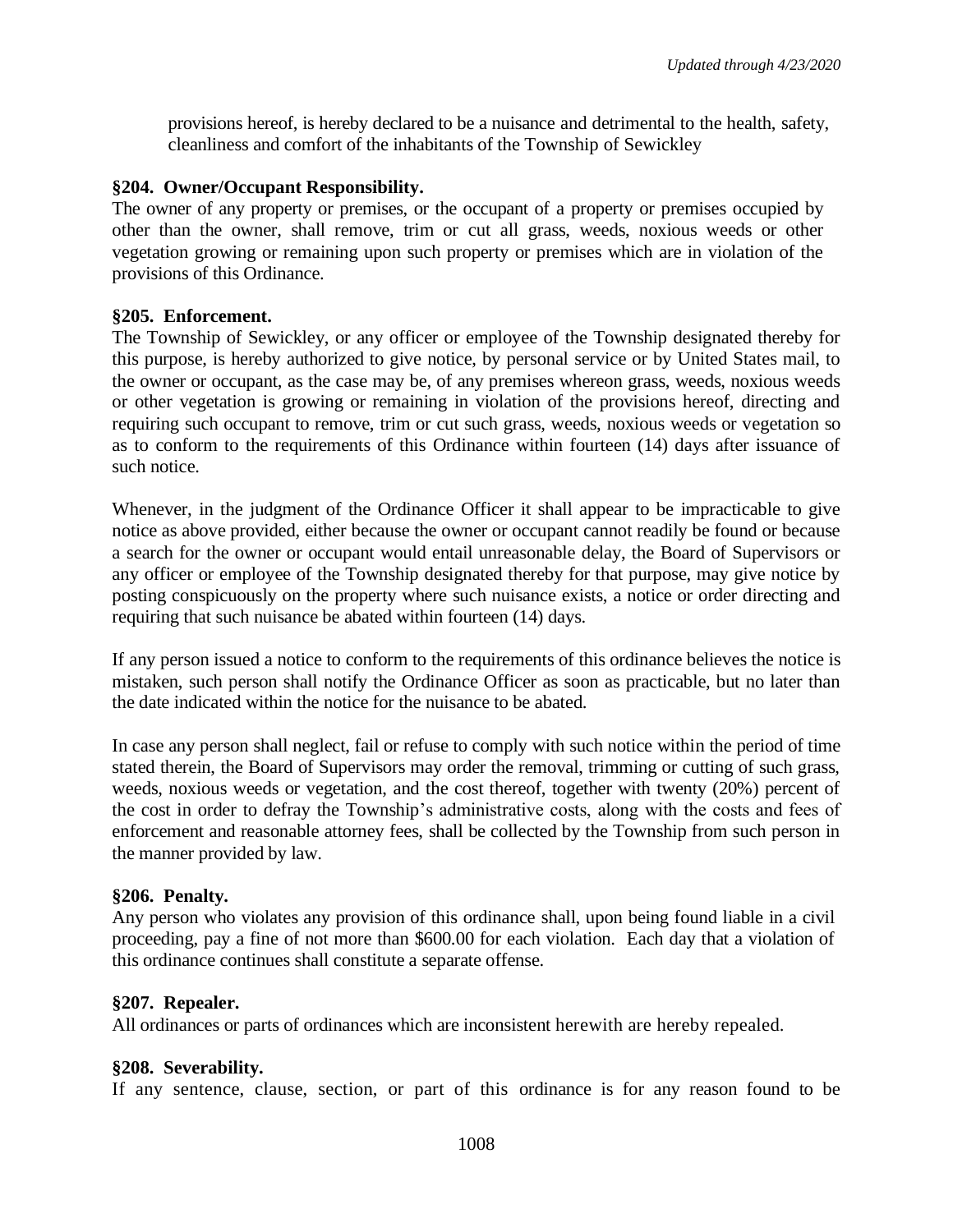provisions hereof, is hereby declared to be a nuisance and detrimental to the health, safety, cleanliness and comfort of the inhabitants of the Township of Sewickley

**§204. Owner/Occupant Responsibility.**

The owner of any property or premises, or the occupant of a property or premises occupied by other than the owner, shall remove, trim or cut all grass, weeds, noxious weeds or other vegetation growing or remaining upon such property or premises which are in violation of the provisions of this Ordinance.

**§205. Enforcement.**

The Township of Sewickley, or any officer or employee of the Township designated thereby for this purpose, is hereby authorized to give notice, by personal service or by United States mail, to the owner or occupant, as the case may be, of any premises whereon grass, weeds, noxious weeds or other vegetation is growing or remaining in violation of the provisions hereof, directing and requiring such occupant to remove, trim or cut such grass, weeds, noxious weeds or vegetation so as to conform to the requirements of this Ordinance within fourteen (14) days after issuance of such notice.

Whenever, in the judgment of the Ordinance Officer it shall appear to be impracticable to give notice as above provided, either because the owner or occupant cannot readily be found or because a search for the owner or occupant would entail unreasonable delay, the Board of Supervisors or any officer or employee of the Township designated thereby for that purpose, may give notice by posting conspicuously on the property where such nuisance exists, a notice or order directing and requiring that such nuisance be abated within fourteen (14) days.

If any person issued a notice to conform to the requirements of this ordinance believes the notice is mistaken, such person shall notify the Ordinance Officer as soon as practicable, but no later than the date indicated within the notice for the nuisance to be abated.

In case any person shall neglect, fail or refuse to comply with such notice within the period of time stated therein, the Board of Supervisors may order the removal, trimming or cutting of such grass, weeds, noxious weeds or vegetation, and the cost thereof, together with twenty (20%) percent of the cost in order to defray the Township's administrative costs, along with the costs and fees of enforcement and reasonable attorney fees, shall be collected by the Township from such person in the manner provided by law.

**§206. Penalty.**

Any person who violates any provision of this ordinance shall, upon being found liable in a civil proceeding, pay a fine of not more than $600.00 for each violation. Each day that a violation of this ordinance continues shall constitute a separate offense.

**§207. Repealer.**

All ordinances or parts of ordinances which are inconsistent herewith are hereby repealed.

**§208. Severability.**

If any sentence, clause, section, or part of this ordinance is for any reason found to be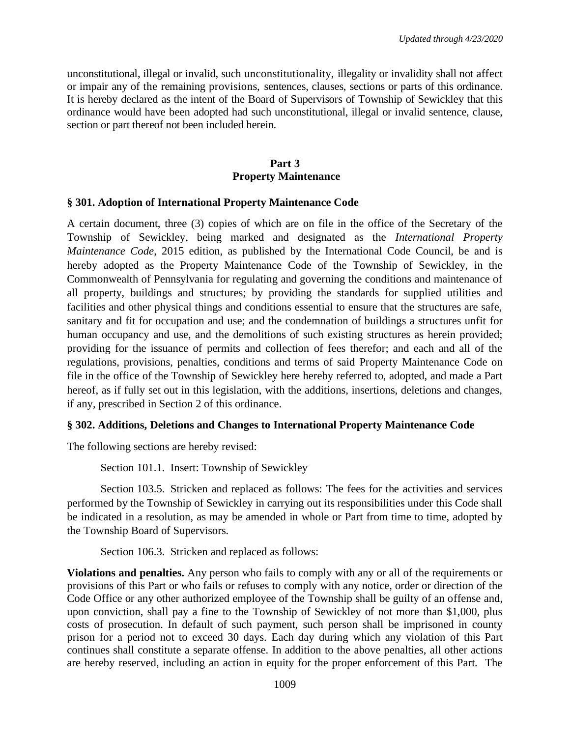unconstitutional, illegal or invalid, such unconstitutionality, illegality or invalidity shall not affect or impair any of the remaining provisions, sentences, clauses, sections or parts of this ordinance. It is hereby declared as the intent of the Board of Supervisors of Township of Sewickley that this ordinance would have been adopted had such unconstitutional, illegal or invalid sentence, clause, section or part thereof not been included herein.

## Part 3
## Property Maintenance

### § 301. Adoption of International Property Maintenance Code

A certain document, three (3) copies of which are on file in the office of the Secretary of the Township of Sewickley, being marked and designated as the *International Property Maintenance Code*, 2015 edition, as published by the International Code Council, be and is hereby adopted as the Property Maintenance Code of the Township of Sewickley, in the Commonwealth of Pennsylvania for regulating and governing the conditions and maintenance of all property, buildings and structures; by providing the standards for supplied utilities and facilities and other physical things and conditions essential to ensure that the structures are safe, sanitary and fit for occupation and use; and the condemnation of buildings a structures unfit for human occupancy and use, and the demolitions of such existing structures as herein provided; providing for the issuance of permits and collection of fees therefor; and each and all of the regulations, provisions, penalties, conditions and terms of said Property Maintenance Code on file in the office of the Township of Sewickley here hereby referred to, adopted, and made a Part hereof, as if fully set out in this legislation, with the additions, insertions, deletions and changes, if any, prescribed in Section 2 of this ordinance.

### § 302. Additions, Deletions and Changes to International Property Maintenance Code

The following sections are hereby revised:

Section 101.1. Insert: Township of Sewickley

Section 103.5. Stricken and replaced as follows: The fees for the activities and services performed by the Township of Sewickley in carrying out its responsibilities under this Code shall be indicated in a resolution, as may be amended in whole or Part from time to time, adopted by the Township Board of Supervisors.

Section 106.3. Stricken and replaced as follows:

**Violations and penalties.** Any person who fails to comply with any or all of the requirements or provisions of this Part or who fails or refuses to comply with any notice, order or direction of the Code Office or any other authorized employee of the Township shall be guilty of an offense and, upon conviction, shall pay a fine to the Township of Sewickley of not more than $1,000, plus costs of prosecution. In default of such payment, such person shall be imprisoned in county prison for a period not to exceed 30 days. Each day during which any violation of this Part continues shall constitute a separate offense. In addition to the above penalties, all other actions are hereby reserved, including an action in equity for the proper enforcement of this Part. The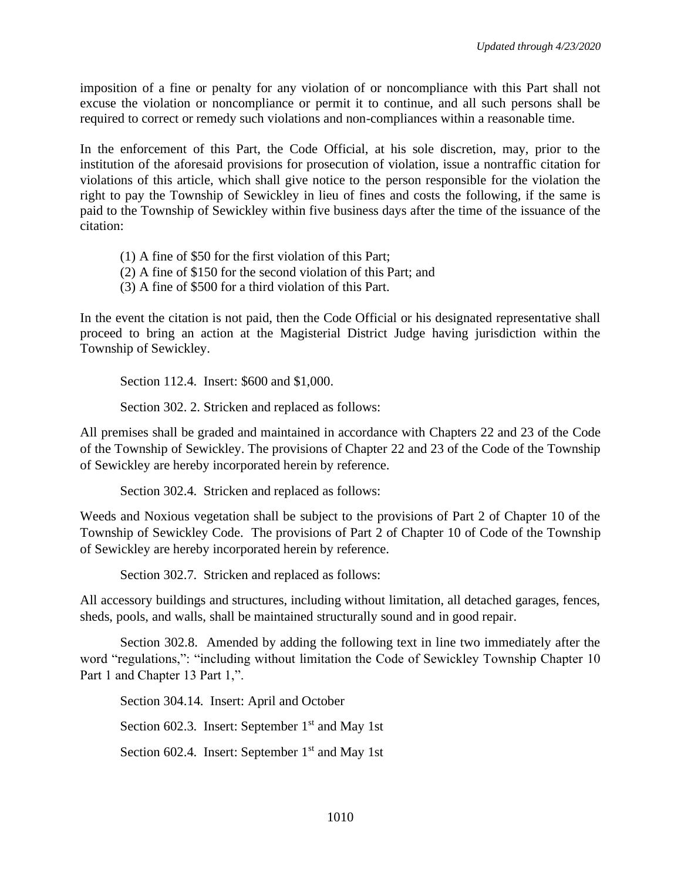imposition of a fine or penalty for any violation of or noncompliance with this Part shall not excuse the violation or noncompliance or permit it to continue, and all such persons shall be required to correct or remedy such violations and non-compliances within a reasonable time.

In the enforcement of this Part, the Code Official, at his sole discretion, may, prior to the institution of the aforesaid provisions for prosecution of violation, issue a nontraffic citation for violations of this article, which shall give notice to the person responsible for the violation the right to pay the Township of Sewickley in lieu of fines and costs the following, if the same is paid to the Township of Sewickley within five business days after the time of the issuance of the citation:

(1) A fine of $50 for the first violation of this Part;
(2) A fine of $150 for the second violation of this Part; and
(3) A fine of $500 for a third violation of this Part.

In the event the citation is not paid, then the Code Official or his designated representative shall proceed to bring an action at the Magisterial District Judge having jurisdiction within the Township of Sewickley.

Section 112.4. Insert: $600 and $1,000.

Section 302. 2. Stricken and replaced as follows:

All premises shall be graded and maintained in accordance with Chapters 22 and 23 of the Code of the Township of Sewickley. The provisions of Chapter 22 and 23 of the Code of the Township of Sewickley are hereby incorporated herein by reference.

Section 302.4. Stricken and replaced as follows:

Weeds and Noxious vegetation shall be subject to the provisions of Part 2 of Chapter 10 of the Township of Sewickley Code. The provisions of Part 2 of Chapter 10 of Code of the Township of Sewickley are hereby incorporated herein by reference.

Section 302.7. Stricken and replaced as follows:

All accessory buildings and structures, including without limitation, all detached garages, fences, sheds, pools, and walls, shall be maintained structurally sound and in good repair.

Section 302.8. Amended by adding the following text in line two immediately after the word "regulations,": "including without limitation the Code of Sewickley Township Chapter 10 Part 1 and Chapter 13 Part 1,".

Section 304.14. Insert: April and October

Section 602.3. Insert: September 1st and May 1st

Section 602.4. Insert: September 1st and May 1st